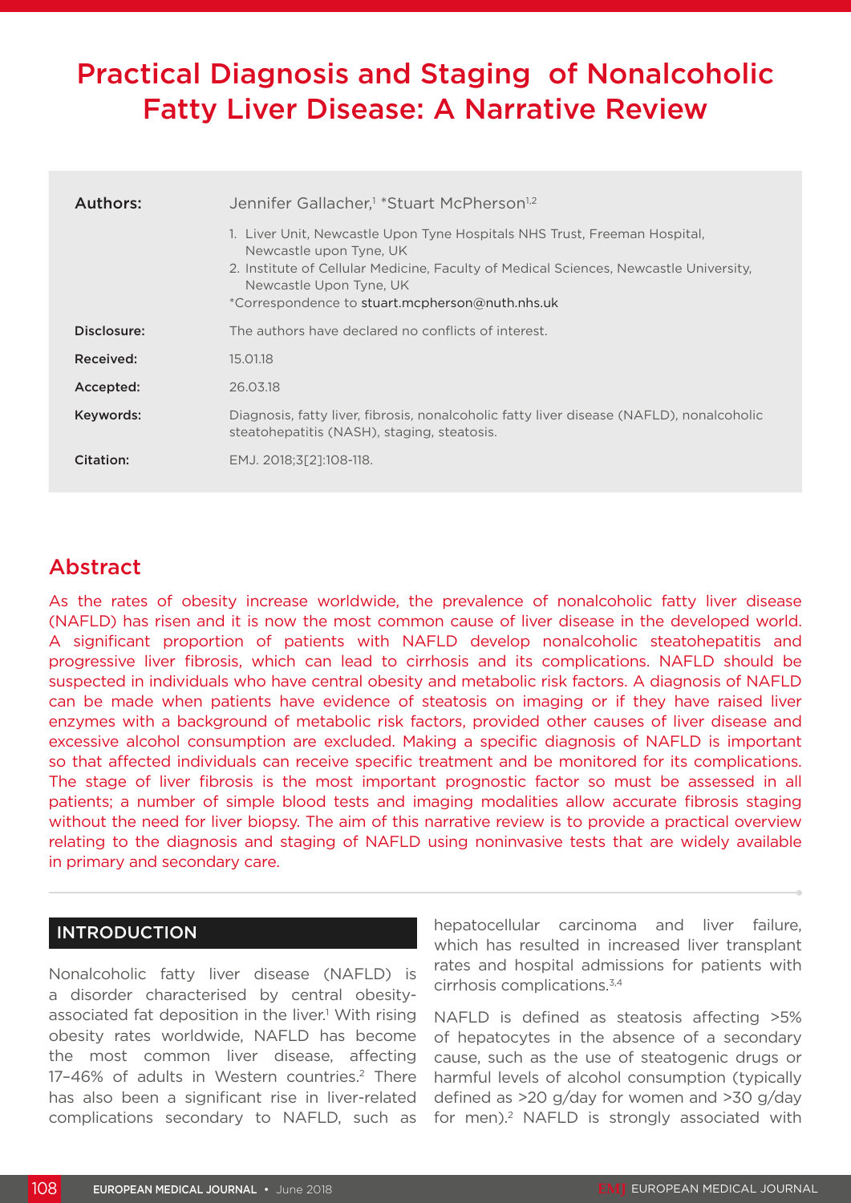# Practical Diagnosis and Staging of Nonalcoholic Fatty Liver Disease: A Narrative Review

| | |
|---|---|
| **Authors:** | Jennifer Gallacher,[1] *Stuart McPherson[1,2] |
| | 1. Liver Unit, Newcastle Upon Tyne Hospitals NHS Trust, Freeman Hospital, Newcastle upon Tyne, UK<br>2. Institute of Cellular Medicine, Faculty of Medical Sciences, Newcastle University, Newcastle Upon Tyne, UK<br>*Correspondence to stuart.mcpherson@nuth.nhs.uk |
| **Disclosure:** | The authors have declared no conflicts of interest. |
| **Received:** | 15.01.18 |
| **Accepted:** | 26.03.18 |
| **Keywords:** | Diagnosis, fatty liver, fibrosis, nonalcoholic fatty liver disease (NAFLD), nonalcoholic steatohepatitis (NASH), staging, steatosis. |
| **Citation:** | EMJ. 2018;3[2]:108-118. |

## Abstract

As the rates of obesity increase worldwide, the prevalence of nonalcoholic fatty liver disease (NAFLD) has risen and it is now the most common cause of liver disease in the developed world. A significant proportion of patients with NAFLD develop nonalcoholic steatohepatitis and progressive liver fibrosis, which can lead to cirrhosis and its complications. NAFLD should be suspected in individuals who have central obesity and metabolic risk factors. A diagnosis of NAFLD can be made when patients have evidence of steatosis on imaging or if they have raised liver enzymes with a background of metabolic risk factors, provided other causes of liver disease and excessive alcohol consumption are excluded. Making a specific diagnosis of NAFLD is important so that affected individuals can receive specific treatment and be monitored for its complications. The stage of liver fibrosis is the most important prognostic factor so must be assessed in all patients; a number of simple blood tests and imaging modalities allow accurate fibrosis staging without the need for liver biopsy. The aim of this narrative review is to provide a practical overview relating to the diagnosis and staging of NAFLD using noninvasive tests that are widely available in primary and secondary care.

## INTRODUCTION

Nonalcoholic fatty liver disease (NAFLD) is a disorder characterised by central obesity-associated fat deposition in the liver.[1] With rising obesity rates worldwide, NAFLD has become the most common liver disease, affecting 17–46% of adults in Western countries.[2] There has also been a significant rise in liver-related complications secondary to NAFLD, such as hepatocellular carcinoma and liver failure, which has resulted in increased liver transplant rates and hospital admissions for patients with cirrhosis complications.[3,4]

NAFLD is defined as steatosis affecting >5% of hepatocytes in the absence of a secondary cause, such as the use of steatogenic drugs or harmful levels of alcohol consumption (typically defined as >20 g/day for women and >30 g/day for men).[2] NAFLD is strongly associated with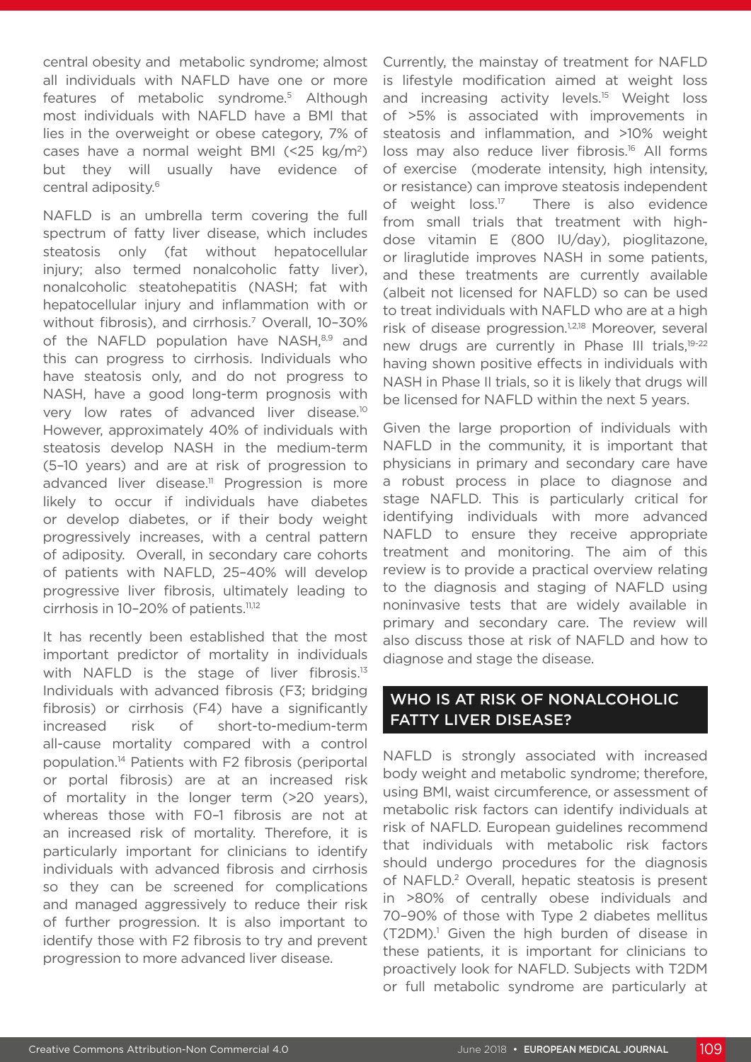central obesity and metabolic syndrome; almost all individuals with NAFLD have one or more features of metabolic syndrome.[5] Although most individuals with NAFLD have a BMI that lies in the overweight or obese category, 7% of cases have a normal weight BMI (<25 kg/m$^2$) but they will usually have evidence of central adiposity.[6]

NAFLD is an umbrella term covering the full spectrum of fatty liver disease, which includes steatosis only (fat without hepatocellular injury; also termed nonalcoholic fatty liver), nonalcoholic steatohepatitis (NASH; fat with hepatocellular injury and inflammation with or without fibrosis), and cirrhosis.[7] Overall, 10–30% of the NAFLD population have NASH,[8,9] and this can progress to cirrhosis. Individuals who have steatosis only, and do not progress to NASH, have a good long-term prognosis with very low rates of advanced liver disease.[10] However, approximately 40% of individuals with steatosis develop NASH in the medium-term (5–10 years) and are at risk of progression to advanced liver disease.[11] Progression is more likely to occur if individuals have diabetes or develop diabetes, or if their body weight progressively increases, with a central pattern of adiposity. Overall, in secondary care cohorts of patients with NAFLD, 25–40% will develop progressive liver fibrosis, ultimately leading to cirrhosis in 10–20% of patients.[11,12]

It has recently been established that the most important predictor of mortality in individuals with NAFLD is the stage of liver fibrosis.[13] Individuals with advanced fibrosis (F3; bridging fibrosis) or cirrhosis (F4) have a significantly increased risk of short-to-medium-term all-cause mortality compared with a control population.[14] Patients with F2 fibrosis (periportal or portal fibrosis) are at an increased risk of mortality in the longer term (>20 years), whereas those with F0–1 fibrosis are not at an increased risk of mortality. Therefore, it is particularly important for clinicians to identify individuals with advanced fibrosis and cirrhosis so they can be screened for complications and managed aggressively to reduce their risk of further progression. It is also important to identify those with F2 fibrosis to try and prevent progression to more advanced liver disease.

Currently, the mainstay of treatment for NAFLD is lifestyle modification aimed at weight loss and increasing activity levels.[15] Weight loss of >5% is associated with improvements in steatosis and inflammation, and >10% weight loss may also reduce liver fibrosis.[16] All forms of exercise (moderate intensity, high intensity, or resistance) can improve steatosis independent of weight loss.[17] There is also evidence from small trials that treatment with high-dose vitamin E (800 IU/day), pioglitazone, or liraglutide improves NASH in some patients, and these treatments are currently available (albeit not licensed for NAFLD) so can be used to treat individuals with NAFLD who are at a high risk of disease progression.[1,2,18] Moreover, several new drugs are currently in Phase III trials,[19-22] having shown positive effects in individuals with NASH in Phase II trials, so it is likely that drugs will be licensed for NAFLD within the next 5 years.

Given the large proportion of individuals with NAFLD in the community, it is important that physicians in primary and secondary care have a robust process in place to diagnose and stage NAFLD. This is particularly critical for identifying individuals with more advanced NAFLD to ensure they receive appropriate treatment and monitoring. The aim of this review is to provide a practical overview relating to the diagnosis and staging of NAFLD using noninvasive tests that are widely available in primary and secondary care. The review will also discuss those at risk of NAFLD and how to diagnose and stage the disease.

## WHO IS AT RISK OF NONALCOHOLIC FATTY LIVER DISEASE?

NAFLD is strongly associated with increased body weight and metabolic syndrome; therefore, using BMI, waist circumference, or assessment of metabolic risk factors can identify individuals at risk of NAFLD. European guidelines recommend that individuals with metabolic risk factors should undergo procedures for the diagnosis of NAFLD.[2] Overall, hepatic steatosis is present in >80% of centrally obese individuals and 70–90% of those with Type 2 diabetes mellitus (T2DM).[1] Given the high burden of disease in these patients, it is important for clinicians to proactively look for NAFLD. Subjects with T2DM or full metabolic syndrome are particularly at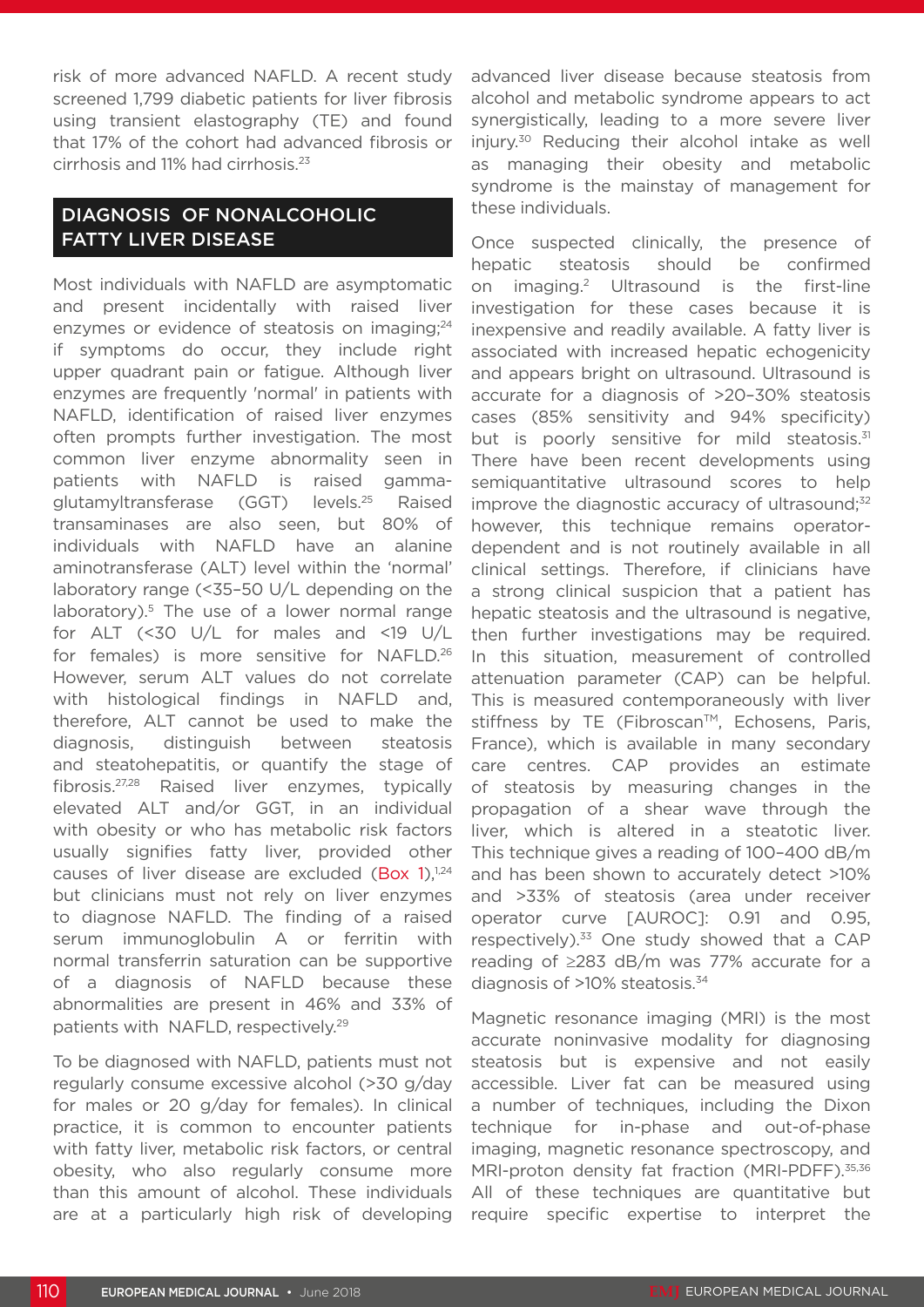risk of more advanced NAFLD. A recent study screened 1,799 diabetic patients for liver fibrosis using transient elastography (TE) and found that 17% of the cohort had advanced fibrosis or cirrhosis and 11% had cirrhosis.[23]

## DIAGNOSIS OF NONALCOHOLIC FATTY LIVER DISEASE

Most individuals with NAFLD are asymptomatic and present incidentally with raised liver enzymes or evidence of steatosis on imaging;[24] if symptoms do occur, they include right upper quadrant pain or fatigue. Although liver enzymes are frequently 'normal' in patients with NAFLD, identification of raised liver enzymes often prompts further investigation. The most common liver enzyme abnormality seen in patients with NAFLD is raised gamma-glutamyltransferase (GGT) levels.[25] Raised transaminases are also seen, but 80% of individuals with NAFLD have an alanine aminotransferase (ALT) level within the 'normal' laboratory range (<35–50 U/L depending on the laboratory).[5] The use of a lower normal range for ALT (<30 U/L for males and <19 U/L for females) is more sensitive for NAFLD.[26] However, serum ALT values do not correlate with histological findings in NAFLD and, therefore, ALT cannot be used to make the diagnosis, distinguish between steatosis and steatohepatitis, or quantify the stage of fibrosis.[27,28] Raised liver enzymes, typically elevated ALT and/or GGT, in an individual with obesity or who has metabolic risk factors usually signifies fatty liver, provided other causes of liver disease are excluded (Box 1),[1,24] but clinicians must not rely on liver enzymes to diagnose NAFLD. The finding of a raised serum immunoglobulin A or ferritin with normal transferrin saturation can be supportive of a diagnosis of NAFLD because these abnormalities are present in 46% and 33% of patients with NAFLD, respectively.[29]

To be diagnosed with NAFLD, patients must not regularly consume excessive alcohol (>30 g/day for males or 20 g/day for females). In clinical practice, it is common to encounter patients with fatty liver, metabolic risk factors, or central obesity, who also regularly consume more than this amount of alcohol. These individuals are at a particularly high risk of developing advanced liver disease because steatosis from alcohol and metabolic syndrome appears to act synergistically, leading to a more severe liver injury.[30] Reducing their alcohol intake as well as managing their obesity and metabolic syndrome is the mainstay of management for these individuals.

Once suspected clinically, the presence of hepatic steatosis should be confirmed on imaging.[2] Ultrasound is the first-line investigation for these cases because it is inexpensive and readily available. A fatty liver is associated with increased hepatic echogenicity and appears bright on ultrasound. Ultrasound is accurate for a diagnosis of >20–30% steatosis cases (85% sensitivity and 94% specificity) but is poorly sensitive for mild steatosis.[31] There have been recent developments using semiquantitative ultrasound scores to help improve the diagnostic accuracy of ultrasound;[32] however, this technique remains operator-dependent and is not routinely available in all clinical settings. Therefore, if clinicians have a strong clinical suspicion that a patient has hepatic steatosis and the ultrasound is negative, then further investigations may be required. In this situation, measurement of controlled attenuation parameter (CAP) can be helpful. This is measured contemporaneously with liver stiffness by TE (Fibroscan™, Echosens, Paris, France), which is available in many secondary care centres. CAP provides an estimate of steatosis by measuring changes in the propagation of a shear wave through the liver, which is altered in a steatotic liver. This technique gives a reading of 100–400 dB/m and has been shown to accurately detect >10% and >33% of steatosis (area under receiver operator curve [AUROC]: 0.91 and 0.95, respectively).[33] One study showed that a CAP reading of ≥283 dB/m was 77% accurate for a diagnosis of >10% steatosis.[34]

Magnetic resonance imaging (MRI) is the most accurate noninvasive modality for diagnosing steatosis but is expensive and not easily accessible. Liver fat can be measured using a number of techniques, including the Dixon technique for in-phase and out-of-phase imaging, magnetic resonance spectroscopy, and MRI-proton density fat fraction (MRI-PDFF).[35,36] All of these techniques are quantitative but require specific expertise to interpret the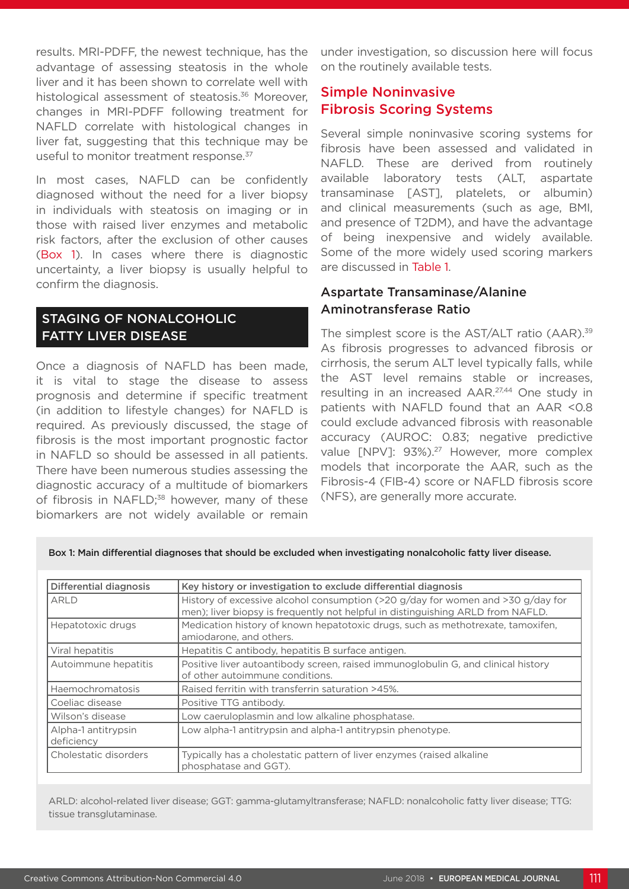results. MRI-PDFF, the newest technique, has the advantage of assessing steatosis in the whole liver and it has been shown to correlate well with histological assessment of steatosis.[36] Moreover, changes in MRI-PDFF following treatment for NAFLD correlate with histological changes in liver fat, suggesting that this technique may be useful to monitor treatment response.[37]

In most cases, NAFLD can be confidently diagnosed without the need for a liver biopsy in individuals with steatosis on imaging or in those with raised liver enzymes and metabolic risk factors, after the exclusion of other causes (Box 1). In cases where there is diagnostic uncertainty, a liver biopsy is usually helpful to confirm the diagnosis.

## STAGING OF NONALCOHOLIC FATTY LIVER DISEASE

Once a diagnosis of NAFLD has been made, it is vital to stage the disease to assess prognosis and determine if specific treatment (in addition to lifestyle changes) for NAFLD is required. As previously discussed, the stage of fibrosis is the most important prognostic factor in NAFLD so should be assessed in all patients. There have been numerous studies assessing the diagnostic accuracy of a multitude of biomarkers of fibrosis in NAFLD;[38] however, many of these biomarkers are not widely available or remain under investigation, so discussion here will focus on the routinely available tests.

### Simple Noninvasive Fibrosis Scoring Systems

Several simple noninvasive scoring systems for fibrosis have been assessed and validated in NAFLD. These are derived from routinely available laboratory tests (ALT, aspartate transaminase [AST], platelets, or albumin) and clinical measurements (such as age, BMI, and presence of T2DM), and have the advantage of being inexpensive and widely available. Some of the more widely used scoring markers are discussed in Table 1.

### Aspartate Transaminase/Alanine Aminotransferase Ratio

The simplest score is the AST/ALT ratio (AAR).[39] As fibrosis progresses to advanced fibrosis or cirrhosis, the serum ALT level typically falls, while the AST level remains stable or increases, resulting in an increased AAR.[27,44] One study in patients with NAFLD found that an AAR <0.8 could exclude advanced fibrosis with reasonable accuracy (AUROC: 0.83; negative predictive value [NPV]: 93%).[27] However, more complex models that incorporate the AAR, such as the Fibrosis-4 (FIB-4) score or NAFLD fibrosis score (NFS), are generally more accurate.

**Box 1: Main differential diagnoses that should be excluded when investigating nonalcoholic fatty liver disease.**

| Differential diagnosis | Key history or investigation to exclude differential diagnosis |
|---|---|
| ARLD | History of excessive alcohol consumption (>20 g/day for women and >30 g/day for men); liver biopsy is frequently not helpful in distinguishing ARLD from NAFLD. |
| Hepatotoxic drugs | Medication history of known hepatotoxic drugs, such as methotrexate, tamoxifen, amiodarone, and others. |
| Viral hepatitis | Hepatitis C antibody, hepatitis B surface antigen. |
| Autoimmune hepatitis | Positive liver autoantibody screen, raised immunoglobulin G, and clinical history of other autoimmune conditions. |
| Haemochromatosis | Raised ferritin with transferrin saturation >45%. |
| Coeliac disease | Positive TTG antibody. |
| Wilson's disease | Low caeruloplasmin and low alkaline phosphatase. |
| Alpha-1 antitrypsin deficiency | Low alpha-1 antitrypsin and alpha-1 antitrypsin phenotype. |
| Cholestatic disorders | Typically has a cholestatic pattern of liver enzymes (raised alkaline phosphatase and GGT). |

ARLD: alcohol-related liver disease; GGT: gamma-glutamyltransferase; NAFLD: nonalcoholic fatty liver disease; TTG: tissue transglutaminase.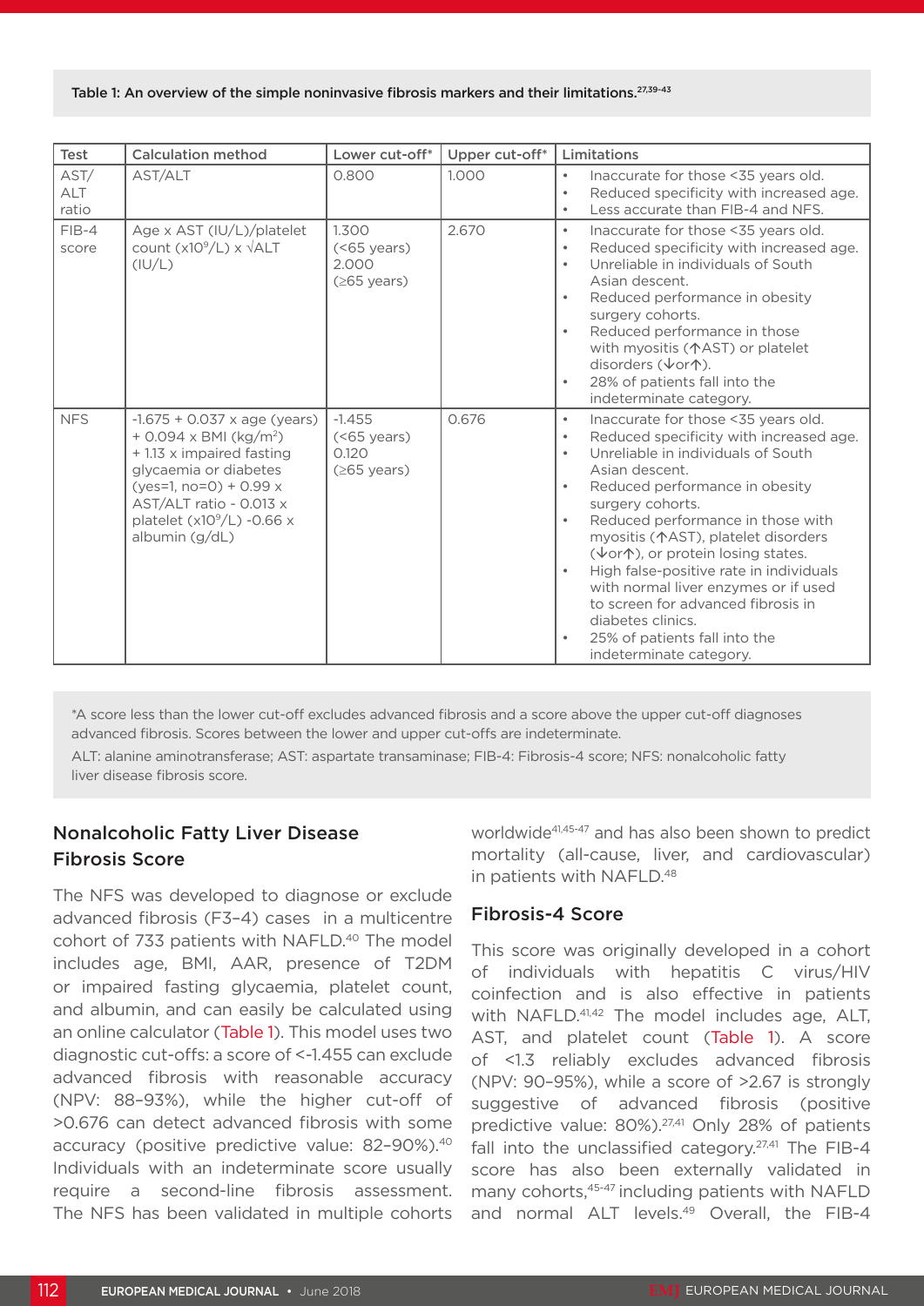Table 1: An overview of the simple noninvasive fibrosis markers and their limitations.[27,39-43]

| Test | Calculation method | Lower cut-off* | Upper cut-off* | Limitations |
|---|---|---|---|---|
| AST/ ALT ratio | AST/ALT | 0.800 | 1.000 | • Inaccurate for those <35 years old. • Reduced specificity with increased age. • Less accurate than FIB-4 and NFS. |
| FIB-4 score | Age x AST (IU/L)/platelet count ($x10^9$/L) x √ALT (IU/L) | 1.300 (<65 years) 2.000 (≥65 years) | 2.670 | • Inaccurate for those <35 years old. • Reduced specificity with increased age. • Unreliable in individuals of South Asian descent. • Reduced performance in obesity surgery cohorts. • Reduced performance in those with myositis (↑AST) or platelet disorders (↓or↑). • 28% of patients fall into the indeterminate category. |
| NFS | -1.675 + 0.037 x age (years) + 0.094 x BMI ($kg/m^2$) + 1.13 x impaired fasting glycaemia or diabetes (yes=1, no=0) + 0.99 x AST/ALT ratio - 0.013 x platelet ($x10^9$/L) -0.66 x albumin (g/dL) | -1.455 (<65 years) 0.120 (≥65 years) | 0.676 | • Inaccurate for those <35 years old. • Reduced specificity with increased age. • Unreliable in individuals of South Asian descent. • Reduced performance in obesity surgery cohorts. • Reduced performance in those with myositis (↑AST), platelet disorders (↓or↑), or protein losing states. • High false-positive rate in individuals with normal liver enzymes or if used to screen for advanced fibrosis in diabetes clinics. • 25% of patients fall into the indeterminate category. |

*A score less than the lower cut-off excludes advanced fibrosis and a score above the upper cut-off diagnoses advanced fibrosis. Scores between the lower and upper cut-offs are indeterminate.

ALT: alanine aminotransferase; AST: aspartate transaminase; FIB-4: Fibrosis-4 score; NFS: nonalcoholic fatty liver disease fibrosis score.

## Nonalcoholic Fatty Liver Disease Fibrosis Score

The NFS was developed to diagnose or exclude advanced fibrosis (F3–4) cases in a multicentre cohort of 733 patients with NAFLD.[40] The model includes age, BMI, AAR, presence of T2DM or impaired fasting glycaemia, platelet count, and albumin, and can easily be calculated using an online calculator (Table 1). This model uses two diagnostic cut-offs: a score of <-1.455 can exclude advanced fibrosis with reasonable accuracy (NPV: 88–93%), while the higher cut-off of >0.676 can detect advanced fibrosis with some accuracy (positive predictive value: 82–90%).[40] Individuals with an indeterminate score usually require a second-line fibrosis assessment. The NFS has been validated in multiple cohorts worldwide[41,45-47] and has also been shown to predict mortality (all-cause, liver, and cardiovascular) in patients with NAFLD.[48]

## Fibrosis-4 Score

This score was originally developed in a cohort of individuals with hepatitis C virus/HIV coinfection and is also effective in patients with NAFLD.[41,42] The model includes age, ALT, AST, and platelet count (Table 1). A score of <1.3 reliably excludes advanced fibrosis (NPV: 90–95%), while a score of >2.67 is strongly suggestive of advanced fibrosis (positive predictive value: 80%).[27,41] Only 28% of patients fall into the unclassified category.[27,41] The FIB-4 score has also been externally validated in many cohorts,[45-47] including patients with NAFLD and normal ALT levels.[49] Overall, the FIB-4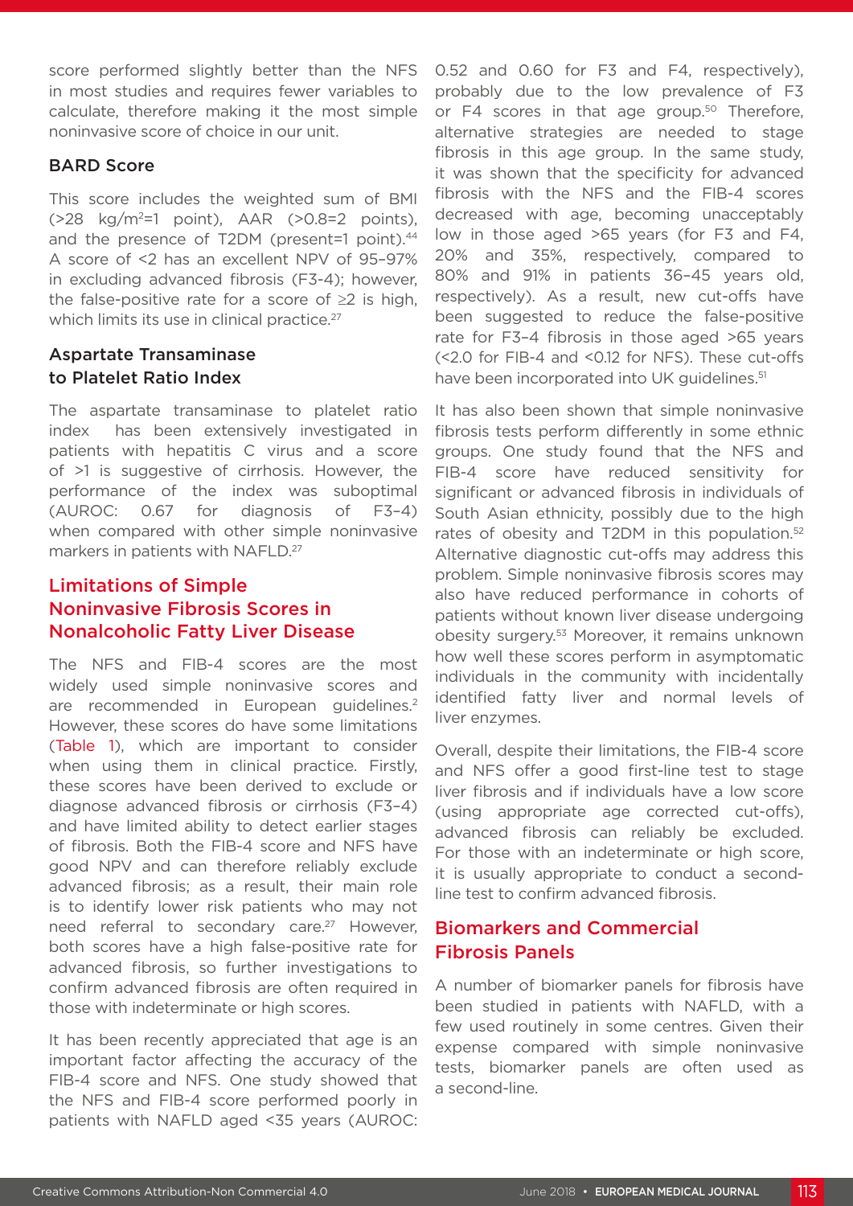score performed slightly better than the NFS in most studies and requires fewer variables to calculate, therefore making it the most simple noninvasive score of choice in our unit.

### BARD Score

This score includes the weighted sum of BMI (>28 kg/m$^2$=1 point), AAR (>0.8=2 points), and the presence of T2DM (present=1 point).[44] A score of <2 has an excellent NPV of 95–97% in excluding advanced fibrosis (F3-4); however, the false-positive rate for a score of ≥2 is high, which limits its use in clinical practice.[27]

### Aspartate Transaminase to Platelet Ratio Index

The aspartate transaminase to platelet ratio index has been extensively investigated in patients with hepatitis C virus and a score of >1 is suggestive of cirrhosis. However, the performance of the index was suboptimal (AUROC: 0.67 for diagnosis of F3–4) when compared with other simple noninvasive markers in patients with NAFLD.[27]

## Limitations of Simple Noninvasive Fibrosis Scores in Nonalcoholic Fatty Liver Disease

The NFS and FIB-4 scores are the most widely used simple noninvasive scores and are recommended in European guidelines.[2] However, these scores do have some limitations (Table 1), which are important to consider when using them in clinical practice. Firstly, these scores have been derived to exclude or diagnose advanced fibrosis or cirrhosis (F3–4) and have limited ability to detect earlier stages of fibrosis. Both the FIB-4 score and NFS have good NPV and can therefore reliably exclude advanced fibrosis; as a result, their main role is to identify lower risk patients who may not need referral to secondary care.[27] However, both scores have a high false-positive rate for advanced fibrosis, so further investigations to confirm advanced fibrosis are often required in those with indeterminate or high scores.

It has been recently appreciated that age is an important factor affecting the accuracy of the FIB-4 score and NFS. One study showed that the NFS and FIB-4 score performed poorly in patients with NAFLD aged <35 years (AUROC: 0.52 and 0.60 for F3 and F4, respectively), probably due to the low prevalence of F3 or F4 scores in that age group.[50] Therefore, alternative strategies are needed to stage fibrosis in this age group. In the same study, it was shown that the specificity for advanced fibrosis with the NFS and the FIB-4 scores decreased with age, becoming unacceptably low in those aged >65 years (for F3 and F4, 20% and 35%, respectively, compared to 80% and 91% in patients 36–45 years old, respectively). As a result, new cut-offs have been suggested to reduce the false-positive rate for F3–4 fibrosis in those aged >65 years (<2.0 for FIB-4 and <0.12 for NFS). These cut-offs have been incorporated into UK guidelines.[51]

It has also been shown that simple noninvasive fibrosis tests perform differently in some ethnic groups. One study found that the NFS and FIB-4 score have reduced sensitivity for significant or advanced fibrosis in individuals of South Asian ethnicity, possibly due to the high rates of obesity and T2DM in this population.[52] Alternative diagnostic cut-offs may address this problem. Simple noninvasive fibrosis scores may also have reduced performance in cohorts of patients without known liver disease undergoing obesity surgery.[53] Moreover, it remains unknown how well these scores perform in asymptomatic individuals in the community with incidentally identified fatty liver and normal levels of liver enzymes.

Overall, despite their limitations, the FIB-4 score and NFS offer a good first-line test to stage liver fibrosis and if individuals have a low score (using appropriate age corrected cut-offs), advanced fibrosis can reliably be excluded. For those with an indeterminate or high score, it is usually appropriate to conduct a second-line test to confirm advanced fibrosis.

## Biomarkers and Commercial Fibrosis Panels

A number of biomarker panels for fibrosis have been studied in patients with NAFLD, with a few used routinely in some centres. Given their expense compared with simple noninvasive tests, biomarker panels are often used as a second-line.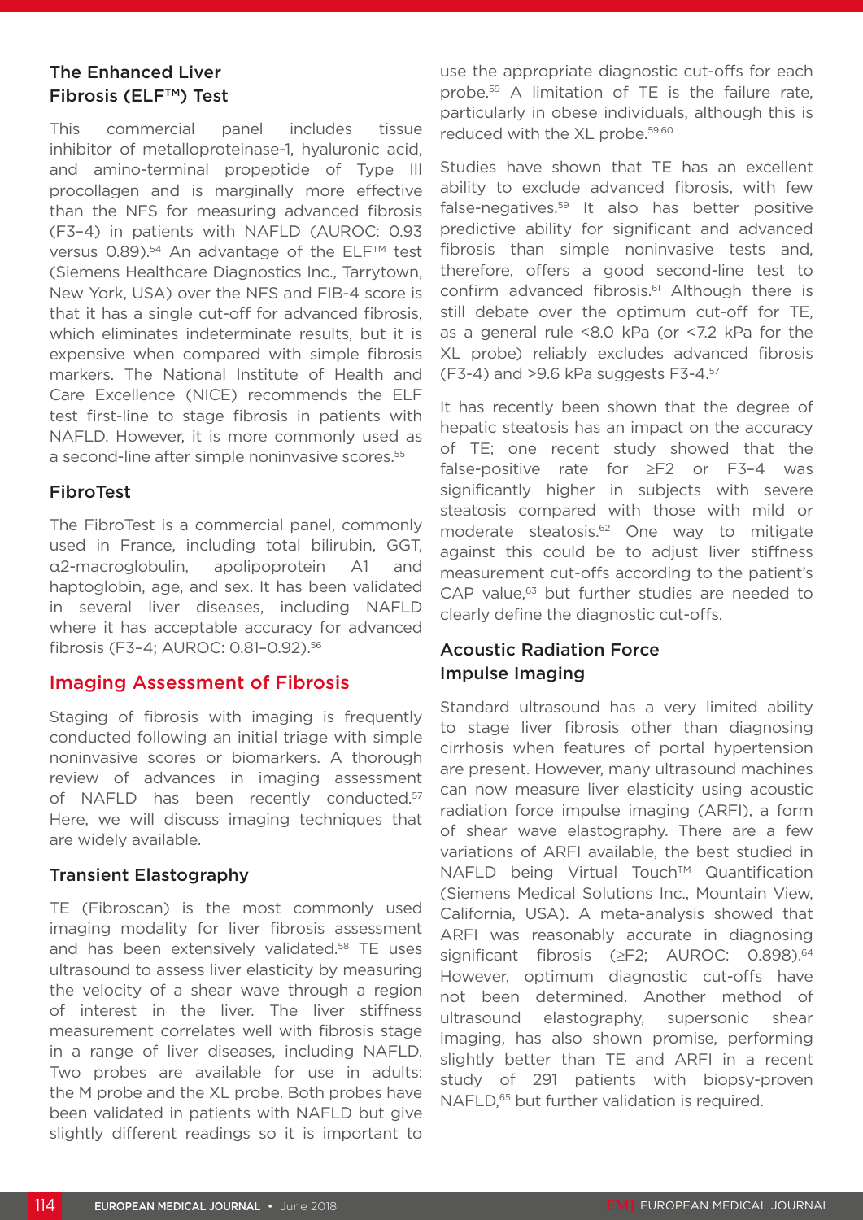### The Enhanced Liver Fibrosis (ELF™) Test

This commercial panel includes tissue inhibitor of metalloproteinase-1, hyaluronic acid, and amino-terminal propeptide of Type III procollagen and is marginally more effective than the NFS for measuring advanced fibrosis (F3–4) in patients with NAFLD (AUROC: 0.93 versus 0.89).[54] An advantage of the ELF™ test (Siemens Healthcare Diagnostics Inc., Tarrytown, New York, USA) over the NFS and FIB-4 score is that it has a single cut-off for advanced fibrosis, which eliminates indeterminate results, but it is expensive when compared with simple fibrosis markers. The National Institute of Health and Care Excellence (NICE) recommends the ELF test first-line to stage fibrosis in patients with NAFLD. However, it is more commonly used as a second-line after simple noninvasive scores.[55]

### FibroTest

The FibroTest is a commercial panel, commonly used in France, including total bilirubin, GGT, α2-macroglobulin, apolipoprotein A1 and haptoglobin, age, and sex. It has been validated in several liver diseases, including NAFLD where it has acceptable accuracy for advanced fibrosis (F3–4; AUROC: 0.81–0.92).[56]

## Imaging Assessment of Fibrosis

Staging of fibrosis with imaging is frequently conducted following an initial triage with simple noninvasive scores or biomarkers. A thorough review of advances in imaging assessment of NAFLD has been recently conducted.[57] Here, we will discuss imaging techniques that are widely available.

### Transient Elastography

TE (Fibroscan) is the most commonly used imaging modality for liver fibrosis assessment and has been extensively validated.[58] TE uses ultrasound to assess liver elasticity by measuring the velocity of a shear wave through a region of interest in the liver. The liver stiffness measurement correlates well with fibrosis stage in a range of liver diseases, including NAFLD. Two probes are available for use in adults: the M probe and the XL probe. Both probes have been validated in patients with NAFLD but give slightly different readings so it is important to use the appropriate diagnostic cut-offs for each probe.[59] A limitation of TE is the failure rate, particularly in obese individuals, although this is reduced with the XL probe.[59,60]

Studies have shown that TE has an excellent ability to exclude advanced fibrosis, with few false-negatives.[59] It also has better positive predictive ability for significant and advanced fibrosis than simple noninvasive tests and, therefore, offers a good second-line test to confirm advanced fibrosis.[61] Although there is still debate over the optimum cut-off for TE, as a general rule <8.0 kPa (or <7.2 kPa for the XL probe) reliably excludes advanced fibrosis (F3-4) and >9.6 kPa suggests F3-4.[57]

It has recently been shown that the degree of hepatic steatosis has an impact on the accuracy of TE; one recent study showed that the false-positive rate for ≥F2 or F3–4 was significantly higher in subjects with severe steatosis compared with those with mild or moderate steatosis.[62] One way to mitigate against this could be to adjust liver stiffness measurement cut-offs according to the patient's CAP value,[63] but further studies are needed to clearly define the diagnostic cut-offs.

### Acoustic Radiation Force Impulse Imaging

Standard ultrasound has a very limited ability to stage liver fibrosis other than diagnosing cirrhosis when features of portal hypertension are present. However, many ultrasound machines can now measure liver elasticity using acoustic radiation force impulse imaging (ARFI), a form of shear wave elastography. There are a few variations of ARFI available, the best studied in NAFLD being Virtual Touch™ Quantification (Siemens Medical Solutions Inc., Mountain View, California, USA). A meta-analysis showed that ARFI was reasonably accurate in diagnosing significant fibrosis (≥F2; AUROC: 0.898).[64] However, optimum diagnostic cut-offs have not been determined. Another method of ultrasound elastography, supersonic shear imaging, has also shown promise, performing slightly better than TE and ARFI in a recent study of 291 patients with biopsy-proven NAFLD,[65] but further validation is required.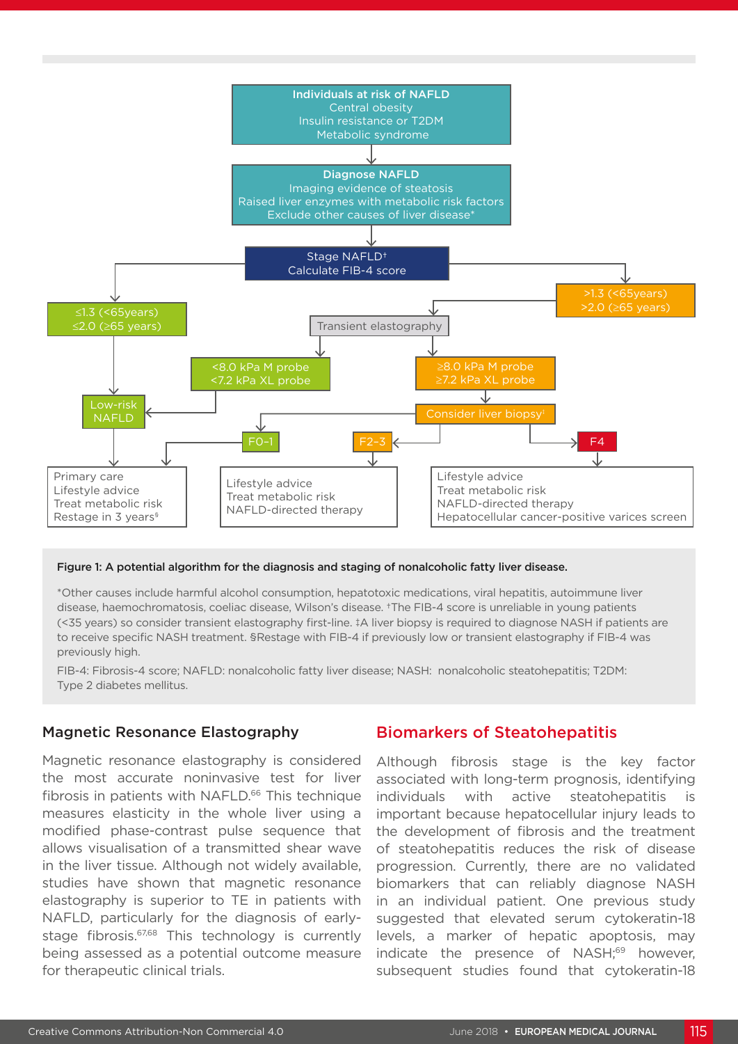**Individuals at risk of NAFLD**
Central obesity
Insulin resistance or T2DM
Metabolic syndrome

**Diagnose NAFLD**
Imaging evidence of steatosis
Raised liver enzymes with metabolic risk factors
Exclude other causes of liver disease*

Stage NAFLD†
Calculate FIB-4 score

≤1.3 (<65years)
≤2.0 (≥65 years)

>1.3 (<65years)
>2.0 (≥65 years)

Transient elastography

<8.0 kPa M probe
<7.2 kPa XL probe

≥8.0 kPa M probe
≥7.2 kPa XL probe

Low-risk NAFLD

Consider liver biopsy‡

F0–1

F2–3

F4

Primary care
Lifestyle advice
Treat metabolic risk
Restage in 3 years§

Lifestyle advice
Treat metabolic risk
NAFLD-directed therapy

Lifestyle advice
Treat metabolic risk
NAFLD-directed therapy
Hepatocellular cancer-positive varices screen

**Figure 1: A potential algorithm for the diagnosis and staging of nonalcoholic fatty liver disease.**

*Other causes include harmful alcohol consumption, hepatotoxic medications, viral hepatitis, autoimmune liver disease, haemochromatosis, coeliac disease, Wilson's disease. †The FIB-4 score is unreliable in young patients (<35 years) so consider transient elastography first-line. ‡A liver biopsy is required to diagnose NASH if patients are to receive specific NASH treatment. §Restage with FIB-4 if previously low or transient elastography if FIB-4 was previously high.

FIB-4: Fibrosis-4 score; NAFLD: nonalcoholic fatty liver disease; NASH: nonalcoholic steatohepatitis; T2DM: Type 2 diabetes mellitus.

### Magnetic Resonance Elastography

Magnetic resonance elastography is considered the most accurate noninvasive test for liver fibrosis in patients with NAFLD.[66] This technique measures elasticity in the whole liver using a modified phase-contrast pulse sequence that allows visualisation of a transmitted shear wave in the liver tissue. Although not widely available, studies have shown that magnetic resonance elastography is superior to TE in patients with NAFLD, particularly for the diagnosis of early-stage fibrosis.[67,68] This technology is currently being assessed as a potential outcome measure for therapeutic clinical trials.

## Biomarkers of Steatohepatitis

Although fibrosis stage is the key factor associated with long-term prognosis, identifying individuals with active steatohepatitis is important because hepatocellular injury leads to the development of fibrosis and the treatment of steatohepatitis reduces the risk of disease progression. Currently, there are no validated biomarkers that can reliably diagnose NASH in an individual patient. One previous study suggested that elevated serum cytokeratin-18 levels, a marker of hepatic apoptosis, may indicate the presence of NASH;[69] however, subsequent studies found that cytokeratin-18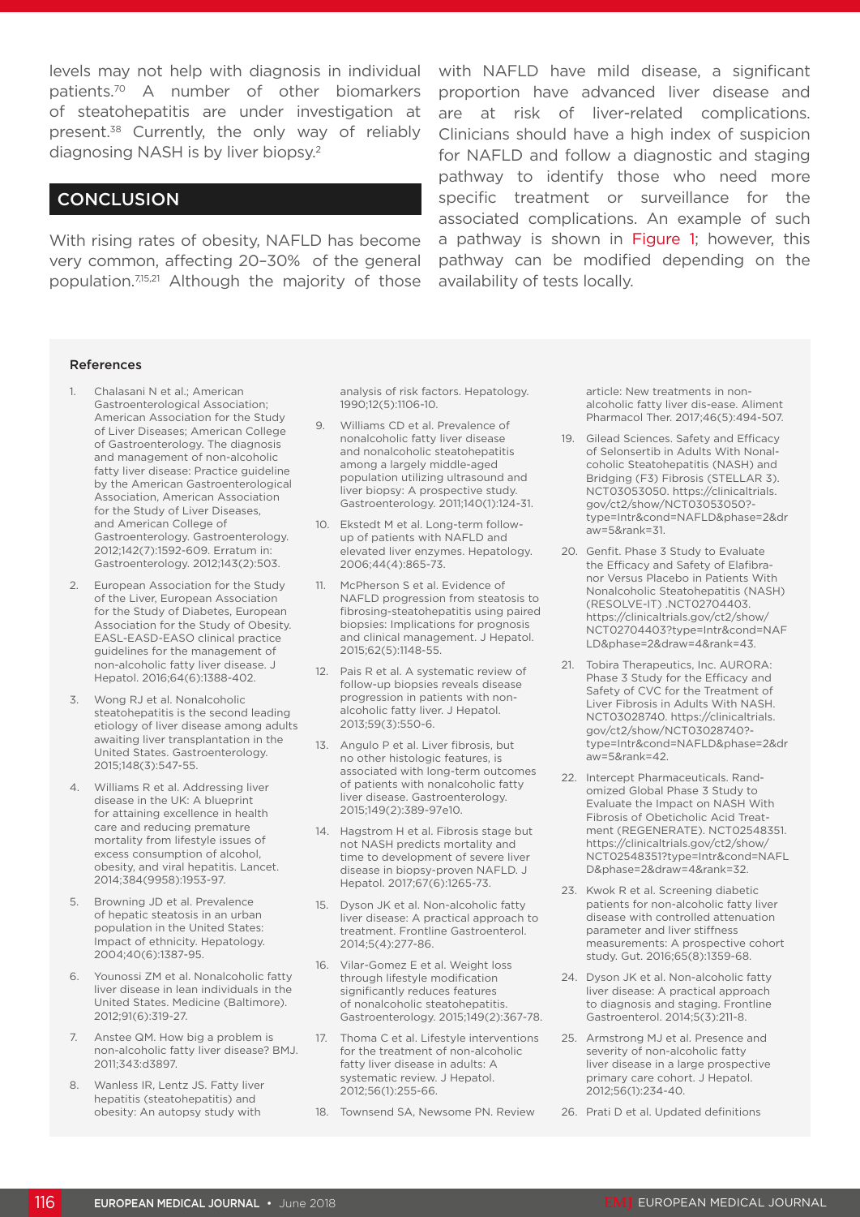levels may not help with diagnosis in individual patients.[70] A number of other biomarkers of steatohepatitis are under investigation at present.[38] Currently, the only way of reliably diagnosing NASH is by liver biopsy.[2]

## CONCLUSION

With rising rates of obesity, NAFLD has become very common, affecting 20–30% of the general population.[7,15,21] Although the majority of those with NAFLD have mild disease, a significant proportion have advanced liver disease and are at risk of liver-related complications. Clinicians should have a high index of suspicion for NAFLD and follow a diagnostic and staging pathway to identify those who need more specific treatment or surveillance for the associated complications. An example of such a pathway is shown in Figure 1; however, this pathway can be modified depending on the availability of tests locally.

### References

1. Chalasani N et al.; American Gastroenterological Association; American Association for the Study of Liver Diseases; American College of Gastroenterology. The diagnosis and management of non-alcoholic fatty liver disease: Practice guideline by the American Gastroenterological Association, American Association for the Study of Liver Diseases, and American College of Gastroenterology. Gastroenterology. 2012;142(7):1592-609. Erratum in: Gastroenterology. 2012;143(2):503.
2. European Association for the Study of the Liver, European Association for the Study of Diabetes, European Association for the Study of Obesity. EASL-EASD-EASO clinical practice guidelines for the management of non-alcoholic fatty liver disease. J Hepatol. 2016;64(6):1388-402.
3. Wong RJ et al. Nonalcoholic steatohepatitis is the second leading etiology of liver disease among adults awaiting liver transplantation in the United States. Gastroenterology. 2015;148(3):547-55.
4. Williams R et al. Addressing liver disease in the UK: A blueprint for attaining excellence in health care and reducing premature mortality from lifestyle issues of excess consumption of alcohol, obesity, and viral hepatitis. Lancet. 2014;384(9958):1953-97.
5. Browning JD et al. Prevalence of hepatic steatosis in an urban population in the United States: Impact of ethnicity. Hepatology. 2004;40(6):1387-95.
6. Younossi ZM et al. Nonalcoholic fatty liver disease in lean individuals in the United States. Medicine (Baltimore). 2012;91(6):319-27.
7. Anstee QM. How big a problem is non-alcoholic fatty liver disease? BMJ. 2011;343:d3897.
8. Wanless IR, Lentz JS. Fatty liver hepatitis (steatohepatitis) and obesity: An autopsy study with analysis of risk factors. Hepatology. 1990;12(5):1106-10.
9. Williams CD et al. Prevalence of nonalcoholic fatty liver disease and nonalcoholic steatohepatitis among a largely middle-aged population utilizing ultrasound and liver biopsy: A prospective study. Gastroenterology. 2011;140(1):124-31.
10. Ekstedt M et al. Long-term follow-up of patients with NAFLD and elevated liver enzymes. Hepatology. 2006;44(4):865-73.
11. McPherson S et al. Evidence of NAFLD progression from steatosis to fibrosing-steatohepatitis using paired biopsies: Implications for prognosis and clinical management. J Hepatol. 2015;62(5):1148-55.
12. Pais R et al. A systematic review of follow-up biopsies reveals disease progression in patients with non-alcoholic fatty liver. J Hepatol. 2013;59(3):550-6.
13. Angulo P et al. Liver fibrosis, but no other histologic features, is associated with long-term outcomes of patients with nonalcoholic fatty liver disease. Gastroenterology. 2015;149(2):389-97e10.
14. Hagstrom H et al. Fibrosis stage but not NASH predicts mortality and time to development of severe liver disease in biopsy-proven NAFLD. J Hepatol. 2017;67(6):1265-73.
15. Dyson JK et al. Non-alcoholic fatty liver disease: A practical approach to treatment. Frontline Gastroenterol. 2014;5(4):277-86.
16. Vilar-Gomez E et al. Weight loss through lifestyle modification significantly reduces features of nonalcoholic steatohepatitis. Gastroenterology. 2015;149(2):367-78.
17. Thoma C et al. Lifestyle interventions for the treatment of non-alcoholic fatty liver disease in adults: A systematic review. J Hepatol. 2012;56(1):255-66.
18. Townsend SA, Newsome PN. Review article: New treatments in non-alcoholic fatty liver dis-ease. Aliment Pharmacol Ther. 2017;46(5):494-507.
19. Gilead Sciences. Safety and Efficacy of Selonsertib in Adults With Nonalcoholic Steatohepatitis (NASH) and Bridging (F3) Fibrosis (STELLAR 3). NCT03053050. https://clinicaltrials.gov/ct2/show/NCT03053050?type=Intr&cond=NAFLD&phase=2&draw=5&rank=31.
20. Genfit. Phase 3 Study to Evaluate the Efficacy and Safety of Elafibranor Versus Placebo in Patients With Nonalcoholic Steatohepatitis (NASH) (RESOLVE-IT) .NCT02704403. https://clinicaltrials.gov/ct2/show/NCT02704403?type=Intr&cond=NAFLD&phase=2&draw=4&rank=43.
21. Tobira Therapeutics, Inc. AURORA: Phase 3 Study for the Efficacy and Safety of CVC for the Treatment of Liver Fibrosis in Adults With NASH. NCT03028740. https://clinicaltrials.gov/ct2/show/NCT03028740?type=Intr&cond=NAFLD&phase=2&draw=5&rank=42.
22. Intercept Pharmaceuticals. Randomized Global Phase 3 Study to Evaluate the Impact on NASH With Fibrosis of Obeticholic Acid Treatment (REGENERATE). NCT02548351. https://clinicaltrials.gov/ct2/show/NCT02548351?type=Intr&cond=NAFLD&phase=2&draw=4&rank=32.
23. Kwok R et al. Screening diabetic patients for non-alcoholic fatty liver disease with controlled attenuation parameter and liver stiffness measurements: A prospective cohort study. Gut. 2016;65(8):1359-68.
24. Dyson JK et al. Non-alcoholic fatty liver disease: A practical approach to diagnosis and staging. Frontline Gastroenterol. 2014;5(3):211-8.
25. Armstrong MJ et al. Presence and severity of non-alcoholic fatty liver disease in a large prospective primary care cohort. J Hepatol. 2012;56(1):234-40.
26. Prati D et al. Updated definitions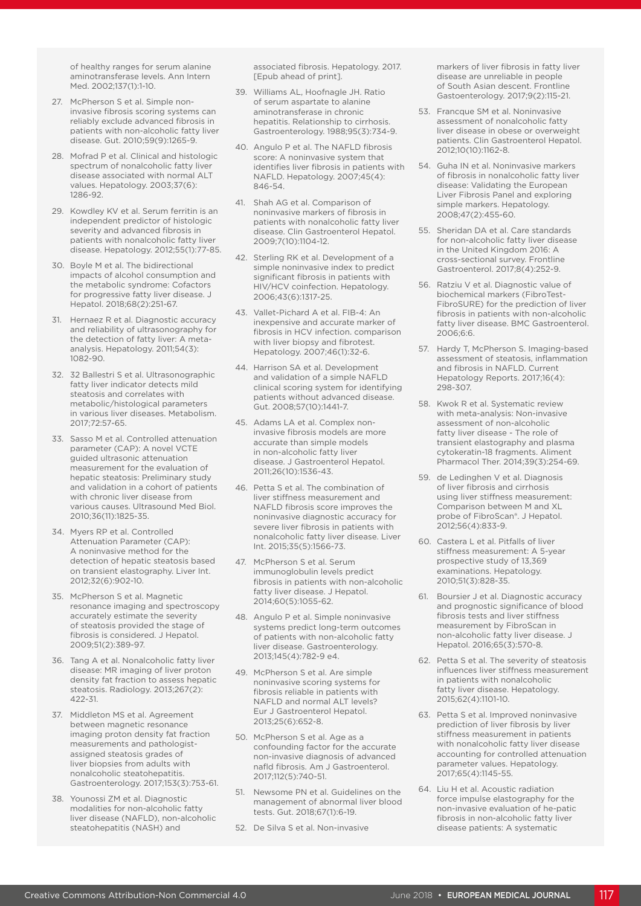of healthy ranges for serum alanine aminotransferase levels. Ann Intern Med. 2002;137(1):1-10.

27. McPherson S et al. Simple non-invasive fibrosis scoring systems can reliably exclude advanced fibrosis in patients with non-alcoholic fatty liver disease. Gut. 2010;59(9):1265-9.

28. Mofrad P et al. Clinical and histologic spectrum of nonalcoholic fatty liver disease associated with normal ALT values. Hepatology. 2003;37(6): 1286-92.

29. Kowdley KV et al. Serum ferritin is an independent predictor of histologic severity and advanced fibrosis in patients with nonalcoholic fatty liver disease. Hepatology. 2012;55(1):77-85.

30. Boyle M et al. The bidirectional impacts of alcohol consumption and the metabolic syndrome: Cofactors for progressive fatty liver disease. J Hepatol. 2018;68(2):251-67.

31. Hernaez R et al. Diagnostic accuracy and reliability of ultrasonography for the detection of fatty liver: A meta-analysis. Hepatology. 2011;54(3): 1082-90.

32. 32 Ballestri S et al. Ultrasonographic fatty liver indicator detects mild steatosis and correlates with metabolic/histological parameters in various liver diseases. Metabolism. 2017;72:57-65.

33. Sasso M et al. Controlled attenuation parameter (CAP): A novel VCTE guided ultrasonic attenuation measurement for the evaluation of hepatic steatosis: Preliminary study and validation in a cohort of patients with chronic liver disease from various causes. Ultrasound Med Biol. 2010;36(11):1825-35.

34. Myers RP et al. Controlled Attenuation Parameter (CAP): A noninvasive method for the detection of hepatic steatosis based on transient elastography. Liver Int. 2012;32(6):902-10.

35. McPherson S et al. Magnetic resonance imaging and spectroscopy accurately estimate the severity of steatosis provided the stage of fibrosis is considered. J Hepatol. 2009;51(2):389-97.

36. Tang A et al. Nonalcoholic fatty liver disease: MR imaging of liver proton density fat fraction to assess hepatic steatosis. Radiology. 2013;267(2): 422-31.

37. Middleton MS et al. Agreement between magnetic resonance imaging proton density fat fraction measurements and pathologist-assigned steatosis grades of liver biopsies from adults with nonalcoholic steatohepatitis. Gastroenterology. 2017;153(3):753-61.

38. Younossi ZM et al. Diagnostic modalities for non-alcoholic fatty liver disease (NAFLD), non-alcoholic steatohepatitis (NASH) and associated fibrosis. Hepatology. 2017. [Epub ahead of print].

39. Williams AL, Hoofnagle JH. Ratio of serum aspartate to alanine aminotransferase in chronic hepatitis. Relationship to cirrhosis. Gastroenterology. 1988;95(3):734-9.

40. Angulo P et al. The NAFLD fibrosis score: A noninvasive system that identifies liver fibrosis in patients with NAFLD. Hepatology. 2007;45(4): 846-54.

41. Shah AG et al. Comparison of noninvasive markers of fibrosis in patients with nonalcoholic fatty liver disease. Clin Gastroenterol Hepatol. 2009;7(10):1104-12.

42. Sterling RK et al. Development of a simple noninvasive index to predict significant fibrosis in patients with HIV/HCV coinfection. Hepatology. 2006;43(6):1317-25.

43. Vallet-Pichard A et al. FIB-4: An inexpensive and accurate marker of fibrosis in HCV infection. comparison with liver biopsy and fibrotest. Hepatology. 2007;46(1):32-6.

44. Harrison SA et al. Development and validation of a simple NAFLD clinical scoring system for identifying patients without advanced disease. Gut. 2008;57(10):1441-7.

45. Adams LA et al. Complex non-invasive fibrosis models are more accurate than simple models in non-alcoholic fatty liver disease. J Gastroenterol Hepatol. 2011;26(10):1536-43.

46. Petta S et al. The combination of liver stiffness measurement and NAFLD fibrosis score improves the noninvasive diagnostic accuracy for severe liver fibrosis in patients with nonalcoholic fatty liver disease. Liver Int. 2015;35(5):1566-73.

47. McPherson S et al. Serum immunoglobulin levels predict fibrosis in patients with non-alcoholic fatty liver disease. J Hepatol. 2014;60(5):1055-62.

48. Angulo P et al. Simple noninvasive systems predict long-term outcomes of patients with non-alcoholic fatty liver disease. Gastroenterology. 2013;145(4):782-9 e4.

49. McPherson S et al. Are simple noninvasive scoring systems for fibrosis reliable in patients with NAFLD and normal ALT levels? Eur J Gastroenterol Hepatol. 2013;25(6):652-8.

50. McPherson S et al. Age as a confounding factor for the accurate non-invasive diagnosis of advanced nafld fibrosis. Am J Gastroenterol. 2017;112(5):740-51.

51. Newsome PN et al. Guidelines on the management of abnormal liver blood tests. Gut. 2018;67(1):6-19.

52. De Silva S et al. Non-invasive markers of liver fibrosis in fatty liver disease are unreliable in people of South Asian descent. Frontline Gastoenterology. 2017;9(2):115-21.

53. Francque SM et al. Noninvasive assessment of nonalcoholic fatty liver disease in obese or overweight patients. Clin Gastroenterol Hepatol. 2012;10(10):1162-8.

54. Guha IN et al. Noninvasive markers of fibrosis in nonalcoholic fatty liver disease: Validating the European Liver Fibrosis Panel and exploring simple markers. Hepatology. 2008;47(2):455-60.

55. Sheridan DA et al. Care standards for non-alcoholic fatty liver disease in the United Kingdom 2016: A cross-sectional survey. Frontline Gastroenterol. 2017;8(4):252-9.

56. Ratziu V et al. Diagnostic value of biochemical markers (FibroTest-FibroSURE) for the prediction of liver fibrosis in patients with non-alcoholic fatty liver disease. BMC Gastroenterol. 2006;6:6.

57. Hardy T, McPherson S. Imaging-based assessment of steatosis, inflammation and fibrosis in NAFLD. Current Hepatology Reports. 2017;16(4): 298-307.

58. Kwok R et al. Systematic review with meta-analysis: Non-invasive assessment of non-alcoholic fatty liver disease - The role of transient elastography and plasma cytokeratin-18 fragments. Aliment Pharmacol Ther. 2014;39(3):254-69.

59. de Ledinghen V et al. Diagnosis of liver fibrosis and cirrhosis using liver stiffness measurement: Comparison between M and XL probe of FibroScan®. J Hepatol. 2012;56(4):833-9.

60. Castera L et al. Pitfalls of liver stiffness measurement: A 5-year prospective study of 13,369 examinations. Hepatology. 2010;51(3):828-35.

61. Boursier J et al. Diagnostic accuracy and prognostic significance of blood fibrosis tests and liver stiffness measurement by FibroScan in non-alcoholic fatty liver disease. J Hepatol. 2016;65(3):570-8.

62. Petta S et al. The severity of steatosis influences liver stiffness measurement in patients with nonalcoholic fatty liver disease. Hepatology. 2015;62(4):1101-10.

63. Petta S et al. Improved noninvasive prediction of liver fibrosis by liver stiffness measurement in patients with nonalcoholic fatty liver disease accounting for controlled attenuation parameter values. Hepatology. 2017;65(4):1145-55.

64. Liu H et al. Acoustic radiation force impulse elastography for the non-invasive evaluation of he-patic fibrosis in non-alcoholic fatty liver disease patients: A systematic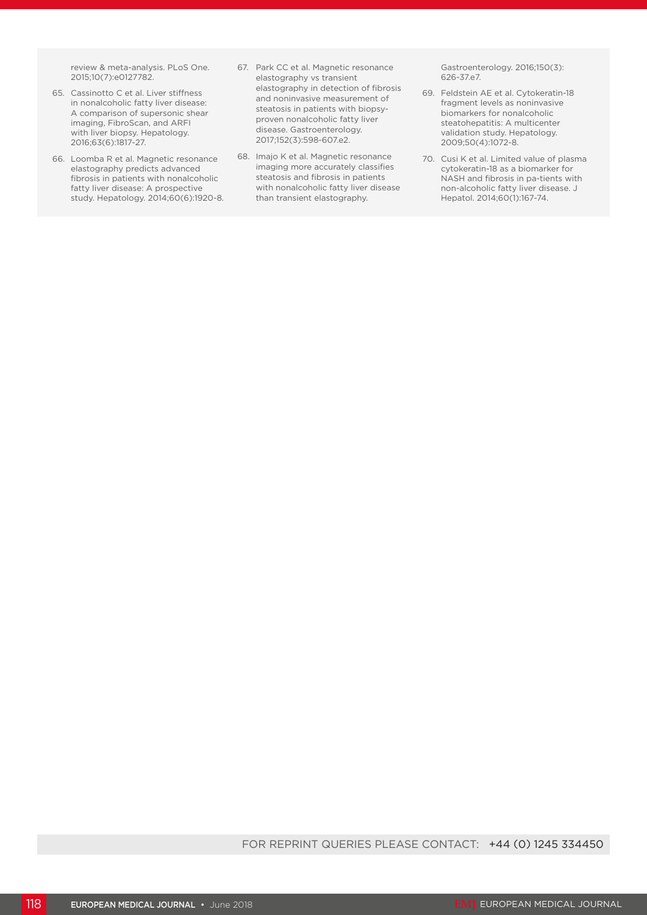review & meta-analysis. PLoS One. 2015;10(7):e0127782.

65. Cassinotto C et al. Liver stiffness in nonalcoholic fatty liver disease: A comparison of supersonic shear imaging, FibroScan, and ARFI with liver biopsy. Hepatology. 2016;63(6):1817-27.

66. Loomba R et al. Magnetic resonance elastography predicts advanced fibrosis in patients with nonalcoholic fatty liver disease: A prospective study. Hepatology. 2014;60(6):1920-8.

67. Park CC et al. Magnetic resonance elastography vs transient elastography in detection of fibrosis and noninvasive measurement of steatosis in patients with biopsy-proven nonalcoholic fatty liver disease. Gastroenterology. 2017;152(3):598-607.e2.

68. Imajo K et al. Magnetic resonance imaging more accurately classifies steatosis and fibrosis in patients with nonalcoholic fatty liver disease than transient elastography. Gastroenterology. 2016;150(3):626-37.e7.

69. Feldstein AE et al. Cytokeratin-18 fragment levels as noninvasive biomarkers for nonalcoholic steatohepatitis: A multicenter validation study. Hepatology. 2009;50(4):1072-8.

70. Cusi K et al. Limited value of plasma cytokeratin-18 as a biomarker for NASH and fibrosis in pa-tients with non-alcoholic fatty liver disease. J Hepatol. 2014;60(1):167-74.

FOR REPRINT QUERIES PLEASE CONTACT: +44 (0) 1245 334450